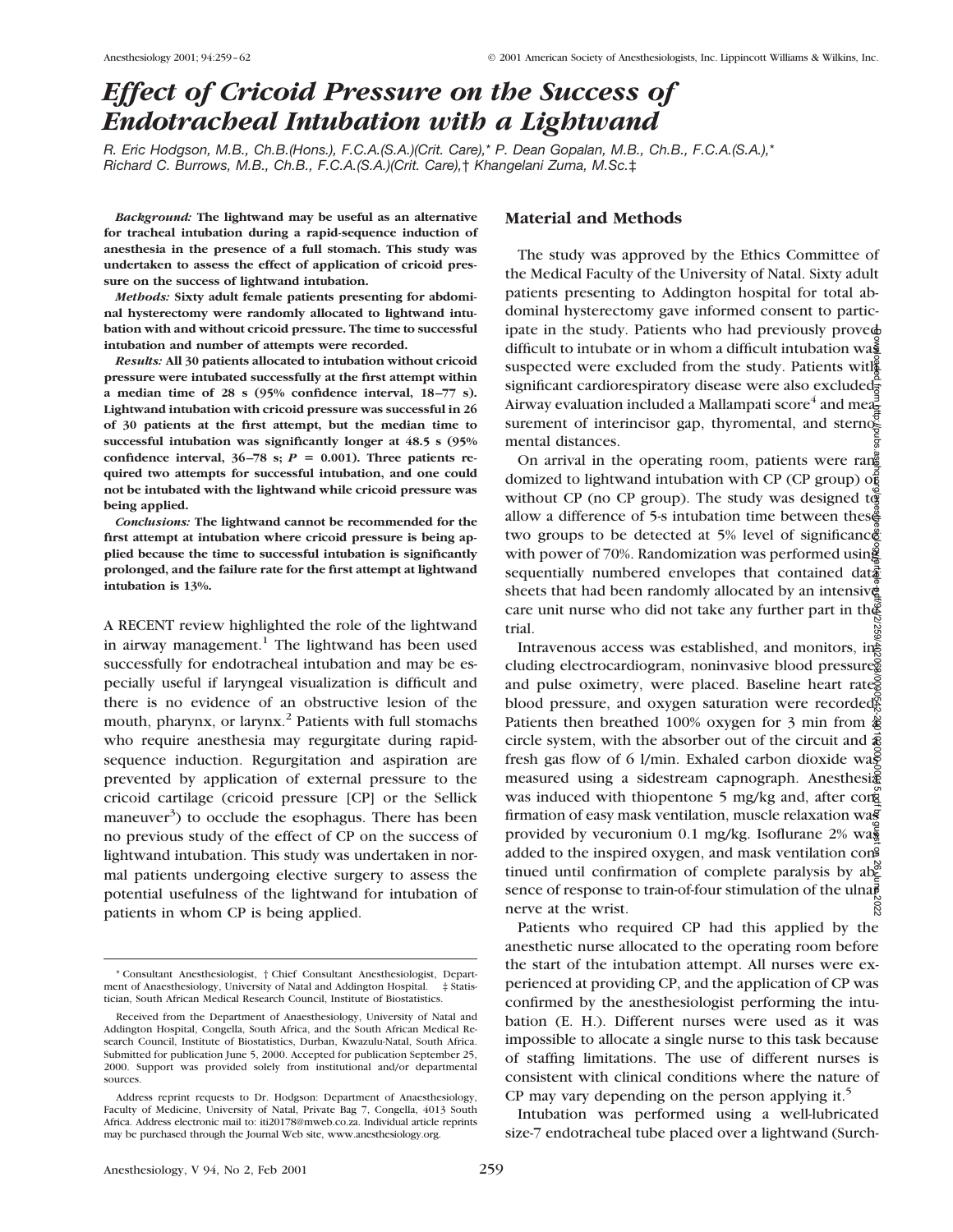# Effect of Cricoid Pressure on the Success of Endotracheal Intubation with a Lightwand

R. Eric Hodgson, M.B., Ch.B.(Hons.), F.C.A.(S.A.)(Crit. Care),* P. Dean Gopalan, M.B., Ch.B., F.C.A.(S.A.),* Richard C. Burrows, M.B., Ch.B., F.C.A.(S.A.)(Crit. Care),† Khangelani Zuma, M.Sc.‡

***Background:*** **The lightwand may be useful as an alternative for tracheal intubation during a rapid-sequence induction of anesthesia in the presence of a full stomach. This study was undertaken to assess the effect of application of cricoid pressure on the success of lightwand intubation.**

***Methods:*** **Sixty adult female patients presenting for abdominal hysterectomy were randomly allocated to lightwand intubation with and without cricoid pressure. The time to successful intubation and number of attempts were recorded.**

***Results:*** **All 30 patients allocated to intubation without cricoid pressure were intubated successfully at the first attempt within a median time of 28 s (95% confidence interval, 18–77 s). Lightwand intubation with cricoid pressure was successful in 26 of 30 patients at the first attempt, but the median time to successful intubation was significantly longer at 48.5 s (95% confidence interval, 36–78 s; $P = 0.001$). Three patients required two attempts for successful intubation, and one could not be intubated with the lightwand while cricoid pressure was being applied.**

***Conclusions:*** **The lightwand cannot be recommended for the first attempt at intubation where cricoid pressure is being applied because the time to successful intubation is significantly prolonged, and the failure rate for the first attempt at lightwand intubation is 13%.**

A RECENT review highlighted the role of the lightwand in airway management.[1] The lightwand has been used successfully for endotracheal intubation and may be especially useful if laryngeal visualization is difficult and there is no evidence of an obstructive lesion of the mouth, pharynx, or larynx.[2] Patients with full stomachs who require anesthesia may regurgitate during rapid-sequence induction. Regurgitation and aspiration are prevented by application of external pressure to the cricoid cartilage (cricoid pressure [CP] or the Sellick maneuver[3]) to occlude the esophagus. There has been no previous study of the effect of CP on the success of lightwand intubation. This study was undertaken in normal patients undergoing elective surgery to assess the potential usefulness of the lightwand for intubation of patients in whom CP is being applied.

## Material and Methods

The study was approved by the Ethics Committee of the Medical Faculty of the University of Natal. Sixty adult patients presenting to Addington hospital for total abdominal hysterectomy gave informed consent to participate in the study. Patients who had previously proved difficult to intubate or in whom a difficult intubation was suspected were excluded from the study. Patients with significant cardiorespiratory disease were also excluded. Airway evaluation included a Mallampati score[4] and measurement of interincisor gap, thyromental, and sternomental distances.

On arrival in the operating room, patients were randomized to lightwand intubation with CP (CP group) or without CP (no CP group). The study was designed to allow a difference of 5-s intubation time between these two groups to be detected at 5% level of significance with power of 70%. Randomization was performed using sequentially numbered envelopes that contained data sheets that had been randomly allocated by an intensive care unit nurse who did not take any further part in the trial.

Intravenous access was established, and monitors, including electrocardiogram, noninvasive blood pressure, and pulse oximetry, were placed. Baseline heart rate, blood pressure, and oxygen saturation were recorded. Patients then breathed 100% oxygen for 3 min from a circle system, with the absorber out of the circuit and a fresh gas flow of 6 l/min. Exhaled carbon dioxide was measured using a sidestream capnograph. Anesthesia was induced with thiopentone 5 mg/kg and, after confirmation of easy mask ventilation, muscle relaxation was provided by vecuronium 0.1 mg/kg. Isoflurane 2% was added to the inspired oxygen, and mask ventilation continued until confirmation of complete paralysis by absence of response to train-of-four stimulation of the ulnar nerve at the wrist.

Patients who required CP had this applied by the anesthetic nurse allocated to the operating room before the start of the intubation attempt. All nurses were experienced at providing CP, and the application of CP was confirmed by the anesthesiologist performing the intubation (E. H.). Different nurses were used as it was impossible to allocate a single nurse to this task because of staffing limitations. The use of different nurses is consistent with clinical conditions where the nature of CP may vary depending on the person applying it.[5]

Intubation was performed using a well-lubricated size-7 endotracheal tube placed over a lightwand (Surch-

---

\* Consultant Anesthesiologist, † Chief Consultant Anesthesiologist, Department of Anaesthesiology, University of Natal and Addington Hospital. ‡ Statistician, South African Medical Research Council, Institute of Biostatistics.

Received from the Department of Anaesthesiology, University of Natal and Addington Hospital, Congella, South Africa, and the South African Medical Research Council, Institute of Biostatistics, Durban, Kwazulu-Natal, South Africa. Submitted for publication June 5, 2000. Accepted for publication September 25, 2000. Support was provided solely from institutional and/or departmental sources.

Address reprint requests to Dr. Hodgson: Department of Anaesthesiology, Faculty of Medicine, University of Natal, Private Bag 7, Congella, 4013 South Africa. Address electronic mail to: iti20178@mweb.co.za. Individual article reprints may be purchased through the Journal Web site, www.anesthesiology.org.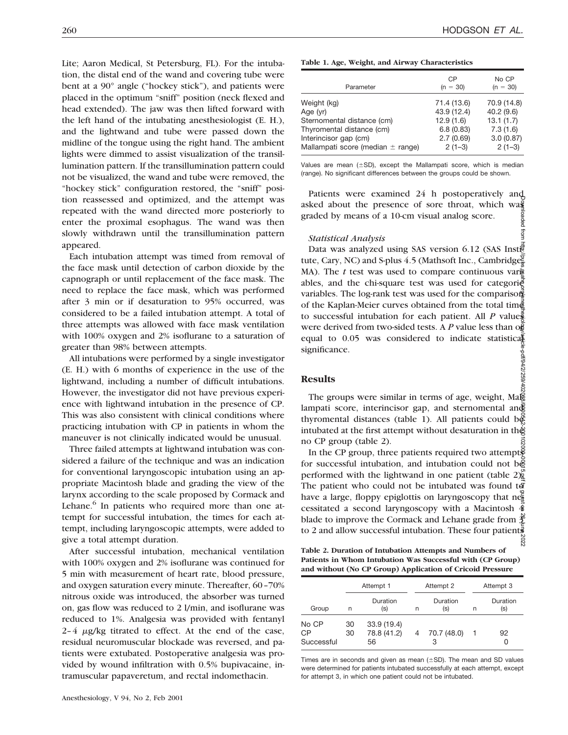Lite; Aaron Medical, St Petersburg, FL). For the intubation, the distal end of the wand and covering tube were bent at a 90° angle ("hockey stick"), and patients were placed in the optimum "sniff" position (neck flexed and head extended). The jaw was then lifted forward with the left hand of the intubating anesthesiologist (E. H.), and the lightwand and tube were passed down the midline of the tongue using the right hand. The ambient lights were dimmed to assist visualization of the transillumination pattern. If the transillumination pattern could not be visualized, the wand and tube were removed, the "hockey stick" configuration restored, the "sniff" position reassessed and optimized, and the attempt was repeated with the wand directed more posteriorly to enter the proximal esophagus. The wand was then slowly withdrawn until the transillumination pattern appeared.

Each intubation attempt was timed from removal of the face mask until detection of carbon dioxide by the capnograph or until replacement of the face mask. The need to replace the face mask, which was performed after 3 min or if desaturation to 95% occurred, was considered to be a failed intubation attempt. A total of three attempts was allowed with face mask ventilation with 100% oxygen and 2% isoflurane to a saturation of greater than 98% between attempts.

All intubations were performed by a single investigator (E. H.) with 6 months of experience in the use of the lightwand, including a number of difficult intubations. However, the investigator did not have previous experience with lightwand intubation in the presence of CP. This was also consistent with clinical conditions where practicing intubation with CP in patients in whom the maneuver is not clinically indicated would be unusual.

Three failed attempts at lightwand intubation was considered a failure of the technique and was an indication for conventional laryngoscopic intubation using an appropriate Macintosh blade and grading the view of the larynx according to the scale proposed by Cormack and Lehane.[6] In patients who required more than one attempt for successful intubation, the times for each attempt, including laryngoscopic attempts, were added to give a total attempt duration.

After successful intubation, mechanical ventilation with 100% oxygen and 2% isoflurane was continued for 5 min with measurement of heart rate, blood pressure, and oxygen saturation every minute. Thereafter, 60–70% nitrous oxide was introduced, the absorber was turned on, gas flow was reduced to 2 l/min, and isoflurane was reduced to 1%. Analgesia was provided with fentanyl 2–4 μg/kg titrated to effect. At the end of the case, residual neuromuscular blockade was reversed, and patients were extubated. Postoperative analgesia was provided by wound infiltration with 0.5% bupivacaine, intramuscular papaveretum, and rectal indomethacin.

**Table 1. Age, Weight, and Airway Characteristics**

| Parameter | CP (n = 30) | No CP (n = 30) |
|---|---|---|
| Weight (kg) | 71.4 (13.6) | 70.9 (14.8) |
| Age (yr) | 43.9 (12.4) | 40.2 (9.6) |
| Sternomental distance (cm) | 12.9 (1.6) | 13.1 (1.7) |
| Thyromental distance (cm) | 6.8 (0.83) | 7.3 (1.6) |
| Interincisor gap (cm) | 2.7 (0.69) | 3.0 (0.87) |
| Mallampati score (median ± range) | 2 (1–3) | 2 (1–3) |

Values are mean (±SD), except the Mallampati score, which is median (range). No significant differences between the groups could be shown.

Patients were examined 24 h postoperatively and asked about the presence of sore throat, which was graded by means of a 10-cm visual analog score.

### *Statistical Analysis*

Data was analyzed using SAS version 6.12 (SAS Institute, Cary, NC) and S-plus 4.5 (Mathsoft Inc., Cambridge, MA). The *t* test was used to compare continuous variables, and the chi-square test was used for categoric variables. The log-rank test was used for the comparison of the Kaplan-Meier curves obtained from the total time to successful intubation for each patient. All *P* values were derived from two-sided tests. A *P* value less than or equal to 0.05 was considered to indicate statistical significance.

## Results

The groups were similar in terms of age, weight, Mallampati score, interincisor gap, and sternomental and thyromental distances (table 1). All patients could be intubated at the first attempt without desaturation in the no CP group (table 2).

In the CP group, three patients required two attempts for successful intubation, and intubation could not be performed with the lightwand in one patient (table 2). The patient who could not be intubated was found to have a large, floppy epiglottis on laryngoscopy that necessitated a second laryngoscopy with a Macintosh 4 blade to improve the Cormack and Lehane grade from 3 to 2 and allow successful intubation. These four patients

**Table 2. Duration of Intubation Attempts and Numbers of Patients in Whom Intubation Was Successful with (CP Group) and without (No CP Group) Application of Cricoid Pressure**

| | Attempt 1 | | Attempt 2 | | Attempt 3 | |
|---|---|---|---|---|---|---|
| Group | n | Duration (s) | n | Duration (s) | n | Duration (s) |
| No CP | 30 | 33.9 (19.4) | | | | |
| CP | 30 | 78.8 (41.2) | 4 | 70.7 (48.0) | 1 | 92 |
| Successful | | 56 | | 3 | | 0 |

Times are in seconds and given as mean (±SD). The mean and SD values were determined for patients intubated successfully at each attempt, except for attempt 3, in which one patient could not be intubated.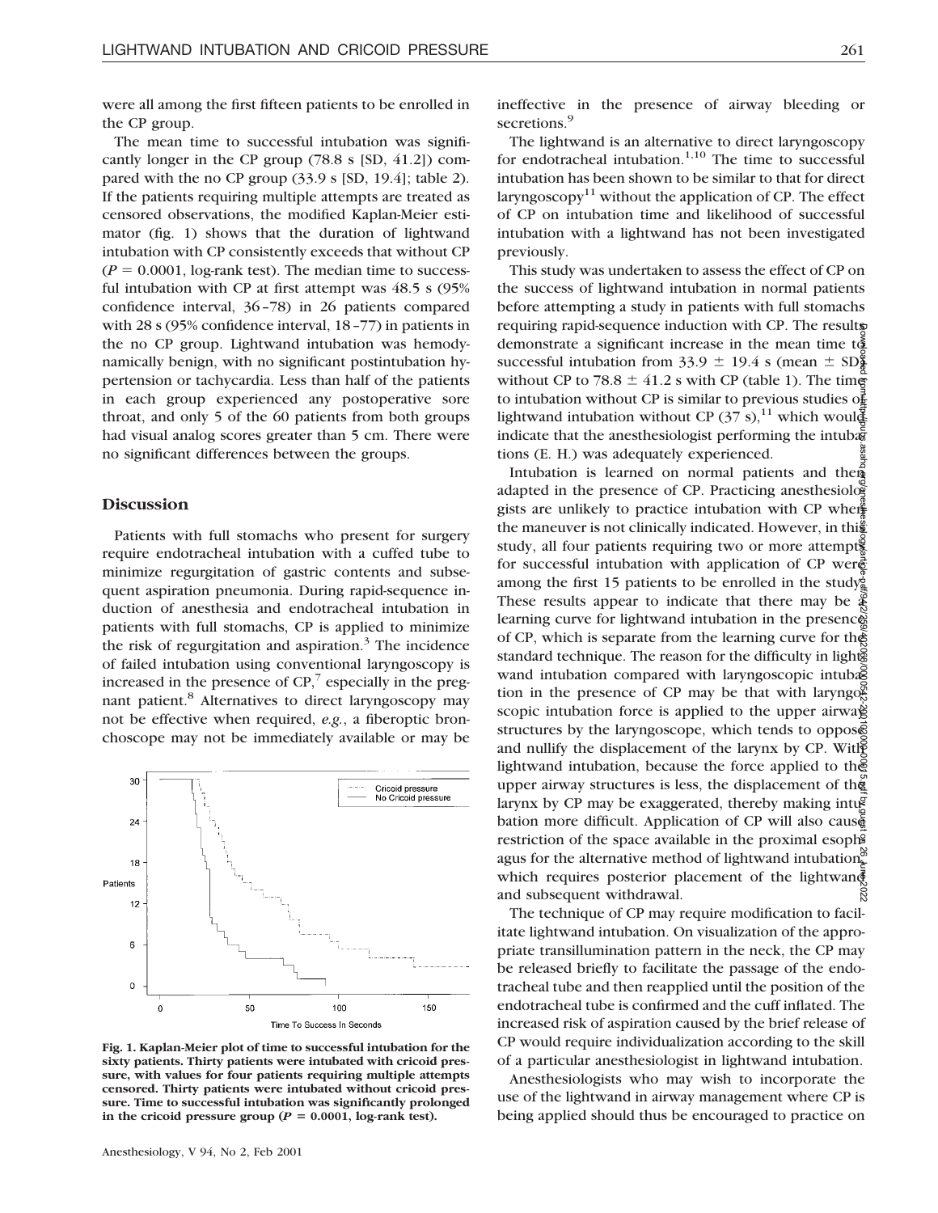were all among the first fifteen patients to be enrolled in the CP group.

The mean time to successful intubation was significantly longer in the CP group (78.8 s [SD, 41.2]) compared with the no CP group (33.9 s [SD, 19.4]; table 2). If the patients requiring multiple attempts are treated as censored observations, the modified Kaplan-Meier estimator (fig. 1) shows that the duration of lightwand intubation with CP consistently exceeds that without CP ($P = 0.0001$, log-rank test). The median time to successful intubation with CP at first attempt was 48.5 s (95% confidence interval, 36–78) in 26 patients compared with 28 s (95% confidence interval, 18–77) in patients in the no CP group. Lightwand intubation was hemodynamically benign, with no significant postintubation hypertension or tachycardia. Less than half of the patients in each group experienced any postoperative sore throat, and only 5 of the 60 patients from both groups had visual analog scores greater than 5 cm. There were no significant differences between the groups.

## Discussion

Patients with full stomachs who present for surgery require endotracheal intubation with a cuffed tube to minimize regurgitation of gastric contents and subsequent aspiration pneumonia. During rapid-sequence induction of anesthesia and endotracheal intubation in patients with full stomachs, CP is applied to minimize the risk of regurgitation and aspiration.[3] The incidence of failed intubation using conventional laryngoscopy is increased in the presence of CP,[7] especially in the pregnant patient.[8] Alternatives to direct laryngoscopy may not be effective when required, *e.g.*, a fiberoptic bronchoscope may not be immediately available or may be ineffective in the presence of airway bleeding or secretions.[9]

30
24
18
Patients
12
6
0
0
50
100
150
Time To Success In Seconds
Cricoid pressure
No Cricoid pressure

**Fig. 1. Kaplan-Meier plot of time to successful intubation for the sixty patients. Thirty patients were intubated with cricoid pressure, with values for four patients requiring multiple attempts censored. Thirty patients were intubated without cricoid pressure. Time to successful intubation was significantly prolonged in the cricoid pressure group ($P = 0.0001$, log-rank test).**

The lightwand is an alternative to direct laryngoscopy for endotracheal intubation.[1,10] The time to successful intubation has been shown to be similar to that for direct laryngoscopy[11] without the application of CP. The effect of CP on intubation time and likelihood of successful intubation with a lightwand has not been investigated previously.

This study was undertaken to assess the effect of CP on the success of lightwand intubation in normal patients before attempting a study in patients with full stomachs requiring rapid-sequence induction with CP. The results demonstrate a significant increase in the mean time to successful intubation from 33.9 ± 19.4 s (mean ± SD) without CP to 78.8 ± 41.2 s with CP (table 1). The time to intubation without CP is similar to previous studies of lightwand intubation without CP (37 s),[11] which would indicate that the anesthesiologist performing the intubations (E. H.) was adequately experienced.

Intubation is learned on normal patients and then adapted in the presence of CP. Practicing anesthesiologists are unlikely to practice intubation with CP when the maneuver is not clinically indicated. However, in this study, all four patients requiring two or more attempts for successful intubation with application of CP were among the first 15 patients to be enrolled in the study. These results appear to indicate that there may be a learning curve for lightwand intubation in the presence of CP, which is separate from the learning curve for the standard technique. The reason for the difficulty in lightwand intubation compared with laryngoscopic intubation in the presence of CP may be that with laryngoscopic intubation force is applied to the upper airway structures by the laryngoscope, which tends to oppose and nullify the displacement of the larynx by CP. With lightwand intubation, because the force applied to the upper airway structures is less, the displacement of the larynx by CP may be exaggerated, thereby making intubation more difficult. Application of CP will also cause restriction of the space available in the proximal esophagus for the alternative method of lightwand intubation, which requires posterior placement of the lightwand and subsequent withdrawal.

The technique of CP may require modification to facilitate lightwand intubation. On visualization of the appropriate transillumination pattern in the neck, the CP may be released briefly to facilitate the passage of the endotracheal tube and then reapplied until the position of the endotracheal tube is confirmed and the cuff inflated. The increased risk of aspiration caused by the brief release of CP would require individualization according to the skill of a particular anesthesiologist in lightwand intubation.

Anesthesiologists who may wish to incorporate the use of the lightwand in airway management where CP is being applied should thus be encouraged to practice on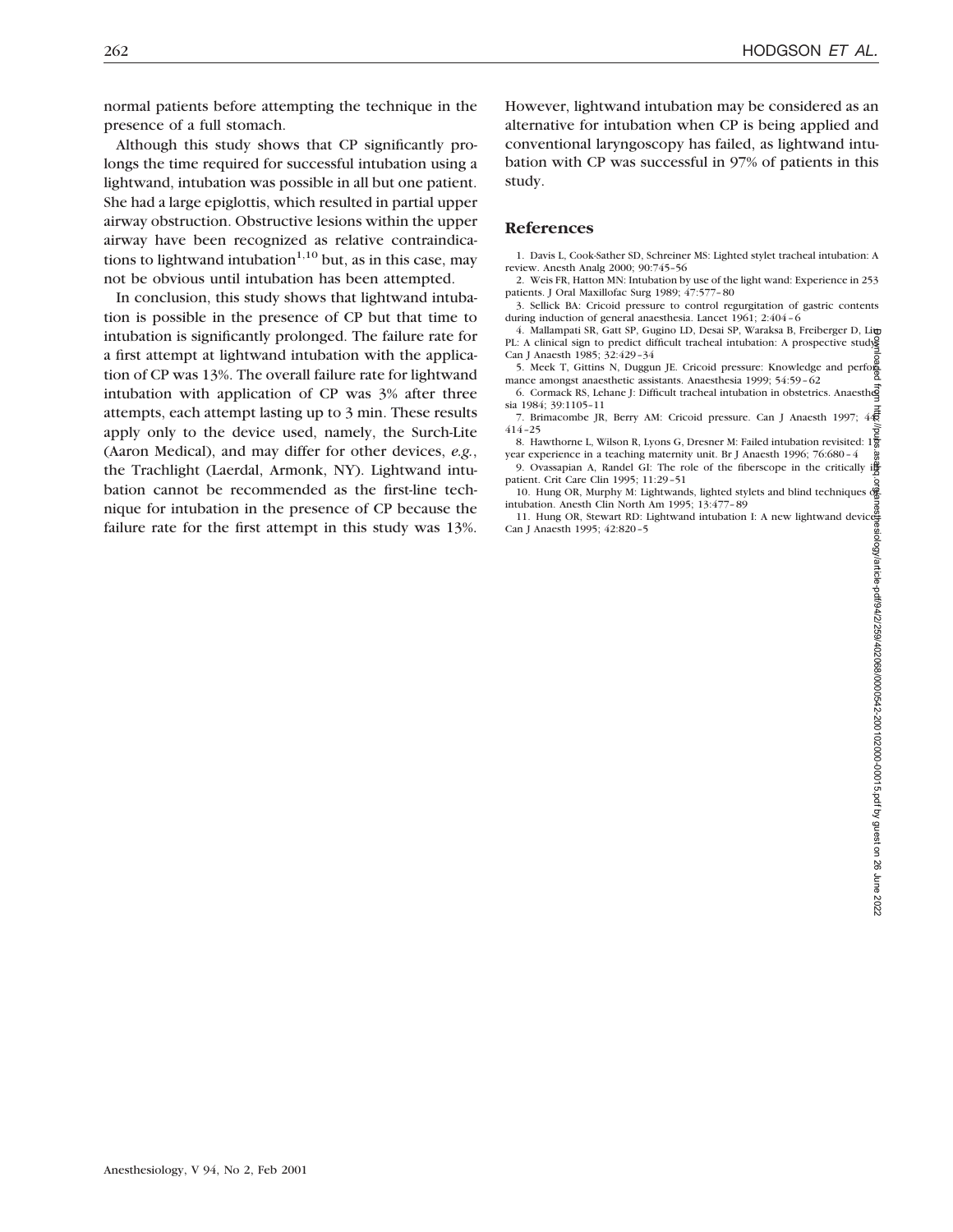normal patients before attempting the technique in the presence of a full stomach.

Although this study shows that CP significantly prolongs the time required for successful intubation using a lightwand, intubation was possible in all but one patient. She had a large epiglottis, which resulted in partial upper airway obstruction. Obstructive lesions within the upper airway have been recognized as relative contraindications to lightwand intubation[1,10] but, as in this case, may not be obvious until intubation has been attempted.

In conclusion, this study shows that lightwand intubation is possible in the presence of CP but that time to intubation is significantly prolonged. The failure rate for a first attempt at lightwand intubation with the application of CP was 13%. The overall failure rate for lightwand intubation with application of CP was 3% after three attempts, each attempt lasting up to 3 min. These results apply only to the device used, namely, the Surch-Lite (Aaron Medical), and may differ for other devices, *e.g.*, the Trachlight (Laerdal, Armonk, NY). Lightwand intubation cannot be recommended as the first-line technique for intubation in the presence of CP because the failure rate for the first attempt in this study was 13%. However, lightwand intubation may be considered as an alternative for intubation when CP is being applied and conventional laryngoscopy has failed, as lightwand intubation with CP was successful in 97% of patients in this study.

## References

1. Davis L, Cook-Sather SD, Schreiner MS: Lighted stylet tracheal intubation: A review. Anesth Analg 2000; 90:745–56
2. Weis FR, Hatton MN: Intubation by use of the light wand: Experience in 253 patients. J Oral Maxillofac Surg 1989; 47:577–80
3. Sellick BA: Cricoid pressure to control regurgitation of gastric contents during induction of general anaesthesia. Lancet 1961; 2:404–6
4. Mallampati SR, Gatt SP, Gugino LD, Desai SP, Waraksa B, Freiberger D, Liu PL: A clinical sign to predict difficult tracheal intubation: A prospective study. Can J Anaesth 1985; 32:429–34
5. Meek T, Gittins N, Duggun JE. Cricoid pressure: Knowledge and performance amongst anaesthetic assistants. Anaesthesia 1999; 54:59–62
6. Cormack RS, Lehane J: Difficult tracheal intubation in obstetrics. Anaesthesia 1984; 39:1105–11
7. Brimacombe JR, Berry AM: Cricoid pressure. Can J Anaesth 1997; 44:414–25
8. Hawthorne L, Wilson R, Lyons G, Dresner M: Failed intubation revisited: 17-year experience in a teaching maternity unit. Br J Anaesth 1996; 76:680–4
9. Ovassapian A, Randel GI: The role of the fiberscope in the critically ill patient. Crit Care Clin 1995; 11:29–51
10. Hung OR, Murphy M: Lightwands, lighted stylets and blind techniques of intubation. Anesth Clin North Am 1995; 13:477–89
11. Hung OR, Stewart RD: Lightwand intubation I: A new lightwand device. Can J Anaesth 1995; 42:820–5